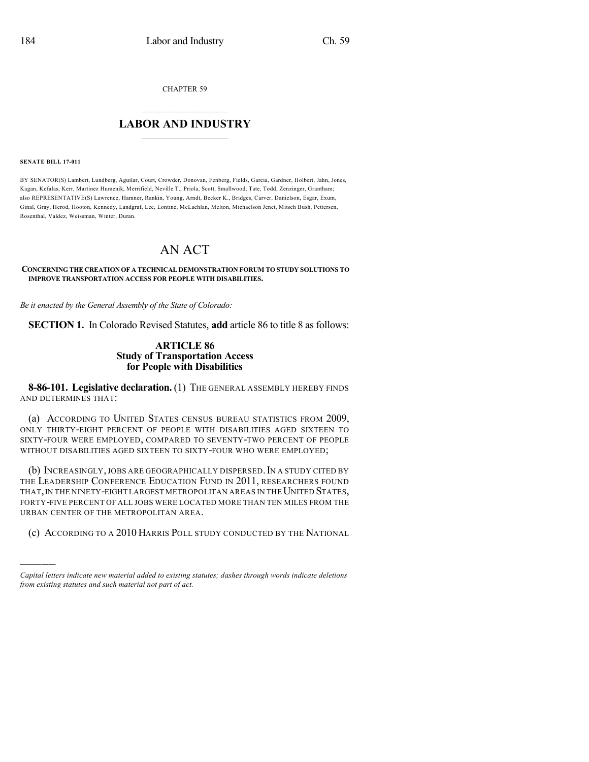CHAPTER 59

## LABOR AND INDUSTRY

**SENATE BILL 17-011**

BY SENATOR(S) Lambert, Lundberg, Aguilar, Court, Crowder, Donovan, Fenberg, Fields, Garcia, Gardner, Holbert, Jahn, Jones, Kagan, Kefalas, Kerr, Martinez Humenik, Merrifield, Neville T., Priola, Scott, Smallwood, Tate, Todd, Zenzinger, Grantham; also REPRESENTATIVE(S) Lawrence, Hamner, Rankin, Young, Arndt, Becker K., Bridges, Carver, Danielson, Esgar, Exum, Ginal, Gray, Herod, Hooton, Kennedy, Landgraf, Lee, Lontine, McLachlan, Melton, Michaelson Jenet, Mitsch Bush, Pettersen, Rosenthal, Valdez, Weissman, Winter, Duran.

# AN ACT

**CONCERNING THE CREATION OF A TECHNICAL DEMONSTRATION FORUM TO STUDY SOLUTIONS TO IMPROVE TRANSPORTATION ACCESS FOR PEOPLE WITH DISABILITIES.**

*Be it enacted by the General Assembly of the State of Colorado:*

**SECTION 1.** In Colorado Revised Statutes, **add** article 86 to title 8 as follows:

### ARTICLE 86
### Study of Transportation Access for People with Disabilities

**8-86-101. Legislative declaration.** (1) THE GENERAL ASSEMBLY HEREBY FINDS AND DETERMINES THAT:

(a) ACCORDING TO UNITED STATES CENSUS BUREAU STATISTICS FROM 2009, ONLY THIRTY-EIGHT PERCENT OF PEOPLE WITH DISABILITIES AGED SIXTEEN TO SIXTY-FOUR WERE EMPLOYED, COMPARED TO SEVENTY-TWO PERCENT OF PEOPLE WITHOUT DISABILITIES AGED SIXTEEN TO SIXTY-FOUR WHO WERE EMPLOYED;

(b) INCREASINGLY, JOBS ARE GEOGRAPHICALLY DISPERSED. IN A STUDY CITED BY THE LEADERSHIP CONFERENCE EDUCATION FUND IN 2011, RESEARCHERS FOUND THAT, IN THE NINETY-EIGHT LARGEST METROPOLITAN AREAS IN THE UNITED STATES, FORTY-FIVE PERCENT OF ALL JOBS WERE LOCATED MORE THAN TEN MILES FROM THE URBAN CENTER OF THE METROPOLITAN AREA.

(c) ACCORDING TO A 2010 HARRIS POLL STUDY CONDUCTED BY THE NATIONAL

---

*Capital letters indicate new material added to existing statutes; dashes through words indicate deletions from existing statutes and such material not part of act.*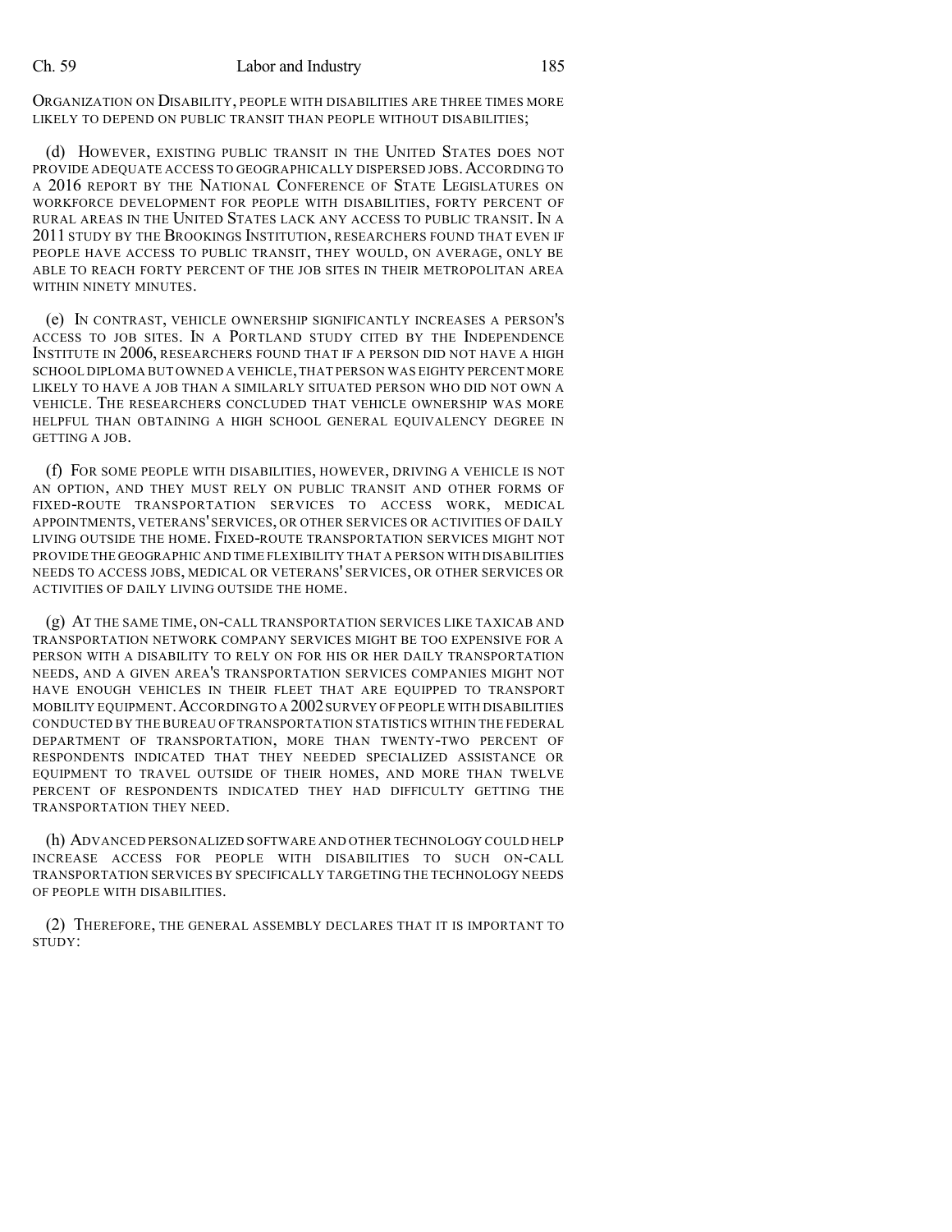ORGANIZATION ON DISABILITY, PEOPLE WITH DISABILITIES ARE THREE TIMES MORE LIKELY TO DEPEND ON PUBLIC TRANSIT THAN PEOPLE WITHOUT DISABILITIES;

(d) HOWEVER, EXISTING PUBLIC TRANSIT IN THE UNITED STATES DOES NOT PROVIDE ADEQUATE ACCESS TO GEOGRAPHICALLY DISPERSED JOBS. ACCORDING TO A 2016 REPORT BY THE NATIONAL CONFERENCE OF STATE LEGISLATURES ON WORKFORCE DEVELOPMENT FOR PEOPLE WITH DISABILITIES, FORTY PERCENT OF RURAL AREAS IN THE UNITED STATES LACK ANY ACCESS TO PUBLIC TRANSIT. IN A 2011 STUDY BY THE BROOKINGS INSTITUTION, RESEARCHERS FOUND THAT EVEN IF PEOPLE HAVE ACCESS TO PUBLIC TRANSIT, THEY WOULD, ON AVERAGE, ONLY BE ABLE TO REACH FORTY PERCENT OF THE JOB SITES IN THEIR METROPOLITAN AREA WITHIN NINETY MINUTES.

(e) IN CONTRAST, VEHICLE OWNERSHIP SIGNIFICANTLY INCREASES A PERSON'S ACCESS TO JOB SITES. IN A PORTLAND STUDY CITED BY THE INDEPENDENCE INSTITUTE IN 2006, RESEARCHERS FOUND THAT IF A PERSON DID NOT HAVE A HIGH SCHOOL DIPLOMA BUT OWNED A VEHICLE, THAT PERSON WAS EIGHTY PERCENT MORE LIKELY TO HAVE A JOB THAN A SIMILARLY SITUATED PERSON WHO DID NOT OWN A VEHICLE. THE RESEARCHERS CONCLUDED THAT VEHICLE OWNERSHIP WAS MORE HELPFUL THAN OBTAINING A HIGH SCHOOL GENERAL EQUIVALENCY DEGREE IN GETTING A JOB.

(f) FOR SOME PEOPLE WITH DISABILITIES, HOWEVER, DRIVING A VEHICLE IS NOT AN OPTION, AND THEY MUST RELY ON PUBLIC TRANSIT AND OTHER FORMS OF FIXED-ROUTE TRANSPORTATION SERVICES TO ACCESS WORK, MEDICAL APPOINTMENTS, VETERANS' SERVICES, OR OTHER SERVICES OR ACTIVITIES OF DAILY LIVING OUTSIDE THE HOME. FIXED-ROUTE TRANSPORTATION SERVICES MIGHT NOT PROVIDE THE GEOGRAPHIC AND TIME FLEXIBILITY THAT A PERSON WITH DISABILITIES NEEDS TO ACCESS JOBS, MEDICAL OR VETERANS' SERVICES, OR OTHER SERVICES OR ACTIVITIES OF DAILY LIVING OUTSIDE THE HOME.

(g) AT THE SAME TIME, ON-CALL TRANSPORTATION SERVICES LIKE TAXICAB AND TRANSPORTATION NETWORK COMPANY SERVICES MIGHT BE TOO EXPENSIVE FOR A PERSON WITH A DISABILITY TO RELY ON FOR HIS OR HER DAILY TRANSPORTATION NEEDS, AND A GIVEN AREA'S TRANSPORTATION SERVICES COMPANIES MIGHT NOT HAVE ENOUGH VEHICLES IN THEIR FLEET THAT ARE EQUIPPED TO TRANSPORT MOBILITY EQUIPMENT. ACCORDING TO A 2002 SURVEY OF PEOPLE WITH DISABILITIES CONDUCTED BY THE BUREAU OF TRANSPORTATION STATISTICS WITHIN THE FEDERAL DEPARTMENT OF TRANSPORTATION, MORE THAN TWENTY-TWO PERCENT OF RESPONDENTS INDICATED THAT THEY NEEDED SPECIALIZED ASSISTANCE OR EQUIPMENT TO TRAVEL OUTSIDE OF THEIR HOMES, AND MORE THAN TWELVE PERCENT OF RESPONDENTS INDICATED THEY HAD DIFFICULTY GETTING THE TRANSPORTATION THEY NEED.

(h) ADVANCED PERSONALIZED SOFTWARE AND OTHER TECHNOLOGY COULD HELP INCREASE ACCESS FOR PEOPLE WITH DISABILITIES TO SUCH ON-CALL TRANSPORTATION SERVICES BY SPECIFICALLY TARGETING THE TECHNOLOGY NEEDS OF PEOPLE WITH DISABILITIES.

(2) THEREFORE, THE GENERAL ASSEMBLY DECLARES THAT IT IS IMPORTANT TO STUDY: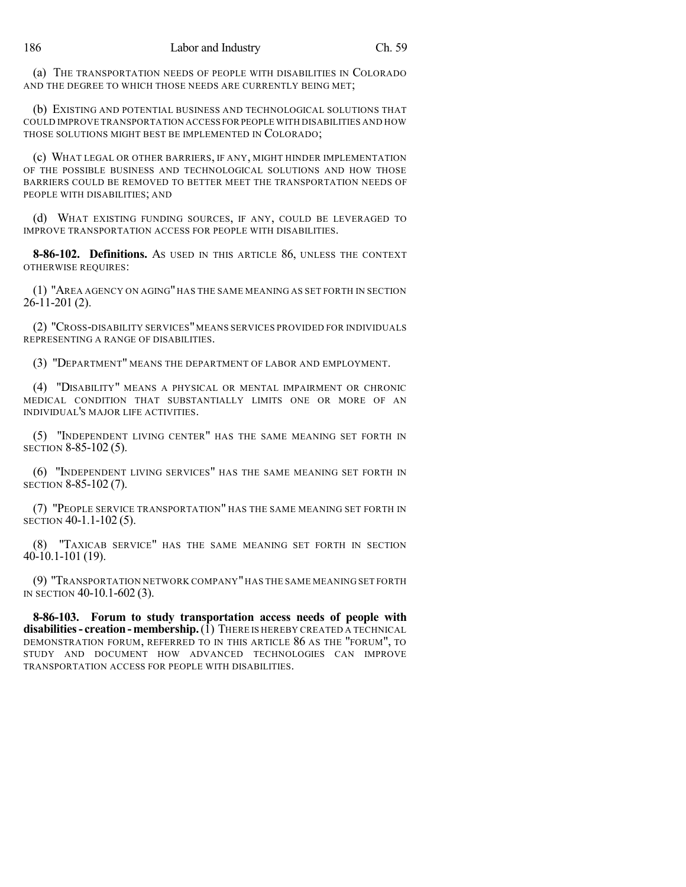(a) THE TRANSPORTATION NEEDS OF PEOPLE WITH DISABILITIES IN COLORADO AND THE DEGREE TO WHICH THOSE NEEDS ARE CURRENTLY BEING MET;

(b) EXISTING AND POTENTIAL BUSINESS AND TECHNOLOGICAL SOLUTIONS THAT COULD IMPROVE TRANSPORTATION ACCESS FOR PEOPLE WITH DISABILITIES AND HOW THOSE SOLUTIONS MIGHT BEST BE IMPLEMENTED IN COLORADO;

(c) WHAT LEGAL OR OTHER BARRIERS, IF ANY, MIGHT HINDER IMPLEMENTATION OF THE POSSIBLE BUSINESS AND TECHNOLOGICAL SOLUTIONS AND HOW THOSE BARRIERS COULD BE REMOVED TO BETTER MEET THE TRANSPORTATION NEEDS OF PEOPLE WITH DISABILITIES; AND

(d) WHAT EXISTING FUNDING SOURCES, IF ANY, COULD BE LEVERAGED TO IMPROVE TRANSPORTATION ACCESS FOR PEOPLE WITH DISABILITIES.

**8-86-102. Definitions.** AS USED IN THIS ARTICLE 86, UNLESS THE CONTEXT OTHERWISE REQUIRES:

(1) "AREA AGENCY ON AGING" HAS THE SAME MEANING AS SET FORTH IN SECTION 26-11-201 (2).

(2) "CROSS-DISABILITY SERVICES" MEANS SERVICES PROVIDED FOR INDIVIDUALS REPRESENTING A RANGE OF DISABILITIES.

(3) "DEPARTMENT" MEANS THE DEPARTMENT OF LABOR AND EMPLOYMENT.

(4) "DISABILITY" MEANS A PHYSICAL OR MENTAL IMPAIRMENT OR CHRONIC MEDICAL CONDITION THAT SUBSTANTIALLY LIMITS ONE OR MORE OF AN INDIVIDUAL'S MAJOR LIFE ACTIVITIES.

(5) "INDEPENDENT LIVING CENTER" HAS THE SAME MEANING SET FORTH IN SECTION 8-85-102 (5).

(6) "INDEPENDENT LIVING SERVICES" HAS THE SAME MEANING SET FORTH IN SECTION 8-85-102 (7).

(7) "PEOPLE SERVICE TRANSPORTATION" HAS THE SAME MEANING SET FORTH IN SECTION 40-1.1-102 (5).

(8) "TAXICAB SERVICE" HAS THE SAME MEANING SET FORTH IN SECTION 40-10.1-101 (19).

(9) "TRANSPORTATION NETWORK COMPANY" HAS THE SAME MEANING SET FORTH IN SECTION 40-10.1-602 (3).

**8-86-103. Forum to study transportation access needs of people with disabilities - creation - membership.** (1) THERE IS HEREBY CREATED A TECHNICAL DEMONSTRATION FORUM, REFERRED TO IN THIS ARTICLE 86 AS THE "FORUM", TO STUDY AND DOCUMENT HOW ADVANCED TECHNOLOGIES CAN IMPROVE TRANSPORTATION ACCESS FOR PEOPLE WITH DISABILITIES.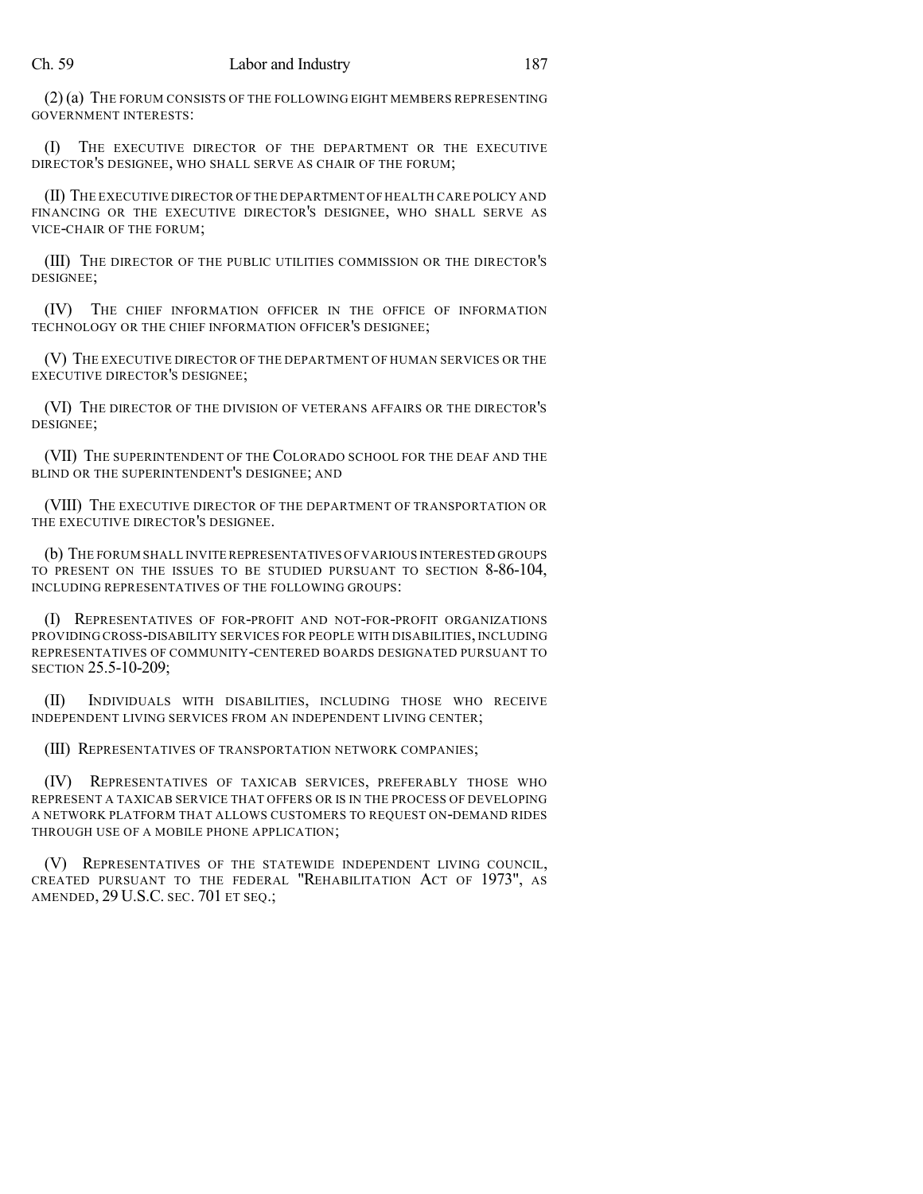(2) (a) THE FORUM CONSISTS OF THE FOLLOWING EIGHT MEMBERS REPRESENTING GOVERNMENT INTERESTS:

(I) THE EXECUTIVE DIRECTOR OF THE DEPARTMENT OR THE EXECUTIVE DIRECTOR'S DESIGNEE, WHO SHALL SERVE AS CHAIR OF THE FORUM;

(II) THE EXECUTIVE DIRECTOR OF THE DEPARTMENT OF HEALTH CARE POLICY AND FINANCING OR THE EXECUTIVE DIRECTOR'S DESIGNEE, WHO SHALL SERVE AS VICE-CHAIR OF THE FORUM;

(III) THE DIRECTOR OF THE PUBLIC UTILITIES COMMISSION OR THE DIRECTOR'S DESIGNEE;

(IV) THE CHIEF INFORMATION OFFICER IN THE OFFICE OF INFORMATION TECHNOLOGY OR THE CHIEF INFORMATION OFFICER'S DESIGNEE;

(V) THE EXECUTIVE DIRECTOR OF THE DEPARTMENT OF HUMAN SERVICES OR THE EXECUTIVE DIRECTOR'S DESIGNEE;

(VI) THE DIRECTOR OF THE DIVISION OF VETERANS AFFAIRS OR THE DIRECTOR'S DESIGNEE;

(VII) THE SUPERINTENDENT OF THE COLORADO SCHOOL FOR THE DEAF AND THE BLIND OR THE SUPERINTENDENT'S DESIGNEE; AND

(VIII) THE EXECUTIVE DIRECTOR OF THE DEPARTMENT OF TRANSPORTATION OR THE EXECUTIVE DIRECTOR'S DESIGNEE.

(b) THE FORUM SHALL INVITE REPRESENTATIVES OF VARIOUS INTERESTED GROUPS TO PRESENT ON THE ISSUES TO BE STUDIED PURSUANT TO SECTION 8-86-104, INCLUDING REPRESENTATIVES OF THE FOLLOWING GROUPS:

(I) REPRESENTATIVES OF FOR-PROFIT AND NOT-FOR-PROFIT ORGANIZATIONS PROVIDING CROSS-DISABILITY SERVICES FOR PEOPLE WITH DISABILITIES, INCLUDING REPRESENTATIVES OF COMMUNITY-CENTERED BOARDS DESIGNATED PURSUANT TO SECTION 25.5-10-209;

(II) INDIVIDUALS WITH DISABILITIES, INCLUDING THOSE WHO RECEIVE INDEPENDENT LIVING SERVICES FROM AN INDEPENDENT LIVING CENTER;

(III) REPRESENTATIVES OF TRANSPORTATION NETWORK COMPANIES;

(IV) REPRESENTATIVES OF TAXICAB SERVICES, PREFERABLY THOSE WHO REPRESENT A TAXICAB SERVICE THAT OFFERS OR IS IN THE PROCESS OF DEVELOPING A NETWORK PLATFORM THAT ALLOWS CUSTOMERS TO REQUEST ON-DEMAND RIDES THROUGH USE OF A MOBILE PHONE APPLICATION;

(V) REPRESENTATIVES OF THE STATEWIDE INDEPENDENT LIVING COUNCIL, CREATED PURSUANT TO THE FEDERAL "REHABILITATION ACT OF 1973", AS AMENDED, 29 U.S.C. SEC. 701 ET SEQ.;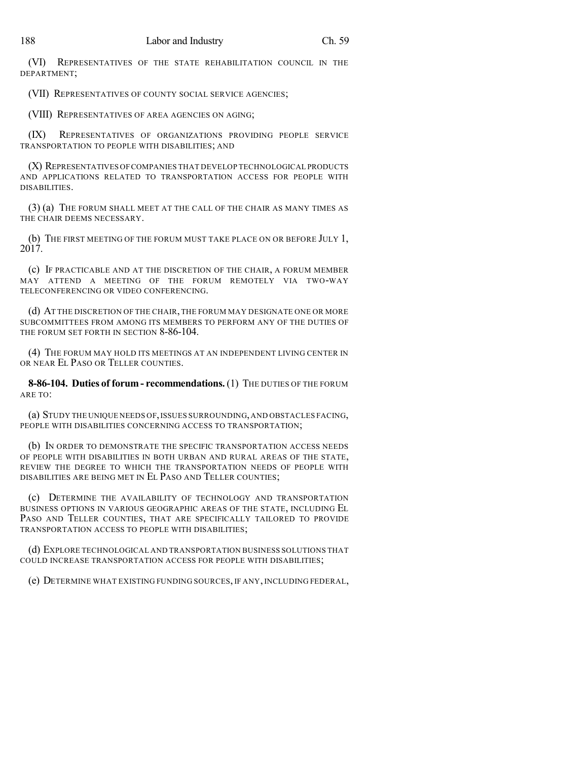(VI) REPRESENTATIVES OF THE STATE REHABILITATION COUNCIL IN THE DEPARTMENT;

(VII) REPRESENTATIVES OF COUNTY SOCIAL SERVICE AGENCIES;

(VIII) REPRESENTATIVES OF AREA AGENCIES ON AGING;

(IX) REPRESENTATIVES OF ORGANIZATIONS PROVIDING PEOPLE SERVICE TRANSPORTATION TO PEOPLE WITH DISABILITIES; AND

(X) REPRESENTATIVES OF COMPANIES THAT DEVELOP TECHNOLOGICAL PRODUCTS AND APPLICATIONS RELATED TO TRANSPORTATION ACCESS FOR PEOPLE WITH DISABILITIES.

(3) (a) THE FORUM SHALL MEET AT THE CALL OF THE CHAIR AS MANY TIMES AS THE CHAIR DEEMS NECESSARY.

(b) THE FIRST MEETING OF THE FORUM MUST TAKE PLACE ON OR BEFORE JULY 1, 2017.

(c) IF PRACTICABLE AND AT THE DISCRETION OF THE CHAIR, A FORUM MEMBER MAY ATTEND A MEETING OF THE FORUM REMOTELY VIA TWO-WAY TELECONFERENCING OR VIDEO CONFERENCING.

(d) AT THE DISCRETION OF THE CHAIR, THE FORUM MAY DESIGNATE ONE OR MORE SUBCOMMITTEES FROM AMONG ITS MEMBERS TO PERFORM ANY OF THE DUTIES OF THE FORUM SET FORTH IN SECTION 8-86-104.

(4) THE FORUM MAY HOLD ITS MEETINGS AT AN INDEPENDENT LIVING CENTER IN OR NEAR EL PASO OR TELLER COUNTIES.

**8-86-104. Duties of forum - recommendations.** (1) THE DUTIES OF THE FORUM ARE TO:

(a) STUDY THE UNIQUE NEEDS OF, ISSUES SURROUNDING, AND OBSTACLES FACING, PEOPLE WITH DISABILITIES CONCERNING ACCESS TO TRANSPORTATION;

(b) IN ORDER TO DEMONSTRATE THE SPECIFIC TRANSPORTATION ACCESS NEEDS OF PEOPLE WITH DISABILITIES IN BOTH URBAN AND RURAL AREAS OF THE STATE, REVIEW THE DEGREE TO WHICH THE TRANSPORTATION NEEDS OF PEOPLE WITH DISABILITIES ARE BEING MET IN EL PASO AND TELLER COUNTIES;

(c) DETERMINE THE AVAILABILITY OF TECHNOLOGY AND TRANSPORTATION BUSINESS OPTIONS IN VARIOUS GEOGRAPHIC AREAS OF THE STATE, INCLUDING EL PASO AND TELLER COUNTIES, THAT ARE SPECIFICALLY TAILORED TO PROVIDE TRANSPORTATION ACCESS TO PEOPLE WITH DISABILITIES;

(d) EXPLORE TECHNOLOGICAL AND TRANSPORTATION BUSINESS SOLUTIONS THAT COULD INCREASE TRANSPORTATION ACCESS FOR PEOPLE WITH DISABILITIES;

(e) DETERMINE WHAT EXISTING FUNDING SOURCES, IF ANY, INCLUDING FEDERAL,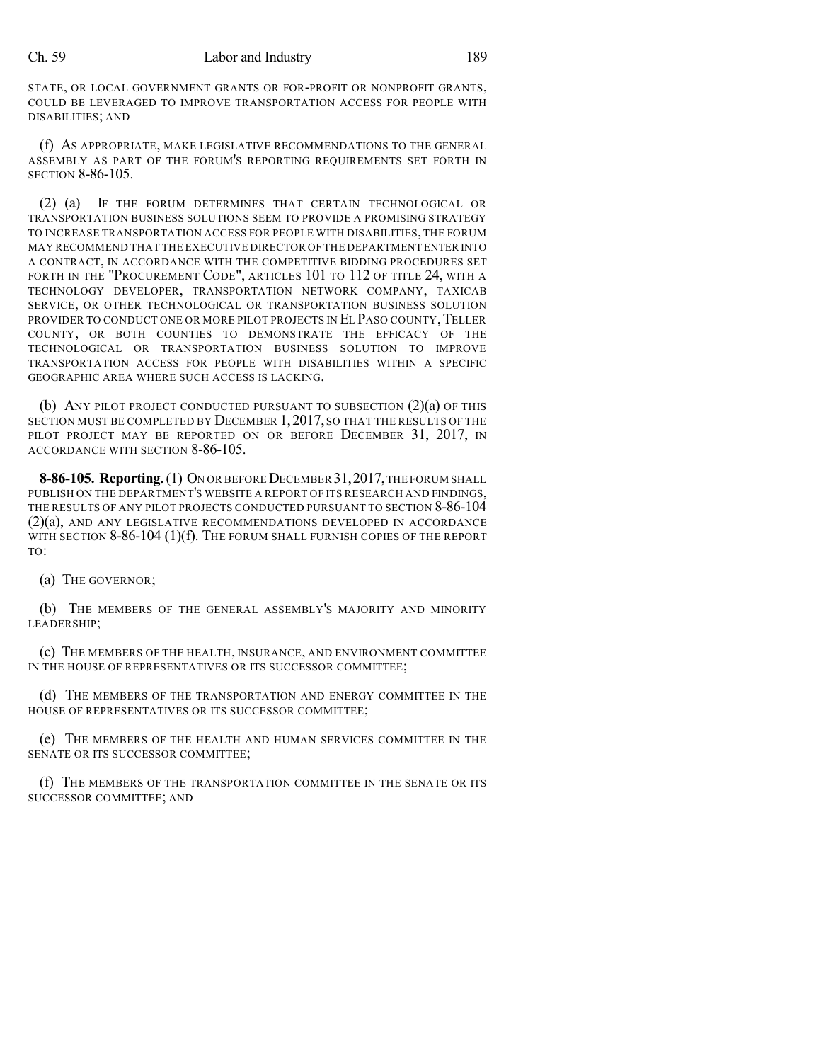STATE, OR LOCAL GOVERNMENT GRANTS OR FOR-PROFIT OR NONPROFIT GRANTS, COULD BE LEVERAGED TO IMPROVE TRANSPORTATION ACCESS FOR PEOPLE WITH DISABILITIES; AND

(f) AS APPROPRIATE, MAKE LEGISLATIVE RECOMMENDATIONS TO THE GENERAL ASSEMBLY AS PART OF THE FORUM'S REPORTING REQUIREMENTS SET FORTH IN SECTION 8-86-105.

(2) (a) IF THE FORUM DETERMINES THAT CERTAIN TECHNOLOGICAL OR TRANSPORTATION BUSINESS SOLUTIONS SEEM TO PROVIDE A PROMISING STRATEGY TO INCREASE TRANSPORTATION ACCESS FOR PEOPLE WITH DISABILITIES, THE FORUM MAY RECOMMEND THAT THE EXECUTIVE DIRECTOR OF THE DEPARTMENT ENTER INTO A CONTRACT, IN ACCORDANCE WITH THE COMPETITIVE BIDDING PROCEDURES SET FORTH IN THE "PROCUREMENT CODE", ARTICLES 101 TO 112 OF TITLE 24, WITH A TECHNOLOGY DEVELOPER, TRANSPORTATION NETWORK COMPANY, TAXICAB SERVICE, OR OTHER TECHNOLOGICAL OR TRANSPORTATION BUSINESS SOLUTION PROVIDER TO CONDUCT ONE OR MORE PILOT PROJECTS IN EL PASO COUNTY, TELLER COUNTY, OR BOTH COUNTIES TO DEMONSTRATE THE EFFICACY OF THE TECHNOLOGICAL OR TRANSPORTATION BUSINESS SOLUTION TO IMPROVE TRANSPORTATION ACCESS FOR PEOPLE WITH DISABILITIES WITHIN A SPECIFIC GEOGRAPHIC AREA WHERE SUCH ACCESS IS LACKING.

(b) ANY PILOT PROJECT CONDUCTED PURSUANT TO SUBSECTION (2)(a) OF THIS SECTION MUST BE COMPLETED BY DECEMBER 1, 2017, SO THAT THE RESULTS OF THE PILOT PROJECT MAY BE REPORTED ON OR BEFORE DECEMBER 31, 2017, IN ACCORDANCE WITH SECTION 8-86-105.

**8-86-105. Reporting.** (1) ON OR BEFORE DECEMBER 31, 2017, THE FORUM SHALL PUBLISH ON THE DEPARTMENT'S WEBSITE A REPORT OF ITS RESEARCH AND FINDINGS, THE RESULTS OF ANY PILOT PROJECTS CONDUCTED PURSUANT TO SECTION 8-86-104 (2)(a), AND ANY LEGISLATIVE RECOMMENDATIONS DEVELOPED IN ACCORDANCE WITH SECTION 8-86-104 (1)(f). THE FORUM SHALL FURNISH COPIES OF THE REPORT TO:

(a) THE GOVERNOR;

(b) THE MEMBERS OF THE GENERAL ASSEMBLY'S MAJORITY AND MINORITY LEADERSHIP;

(c) THE MEMBERS OF THE HEALTH, INSURANCE, AND ENVIRONMENT COMMITTEE IN THE HOUSE OF REPRESENTATIVES OR ITS SUCCESSOR COMMITTEE;

(d) THE MEMBERS OF THE TRANSPORTATION AND ENERGY COMMITTEE IN THE HOUSE OF REPRESENTATIVES OR ITS SUCCESSOR COMMITTEE;

(e) THE MEMBERS OF THE HEALTH AND HUMAN SERVICES COMMITTEE IN THE SENATE OR ITS SUCCESSOR COMMITTEE;

(f) THE MEMBERS OF THE TRANSPORTATION COMMITTEE IN THE SENATE OR ITS SUCCESSOR COMMITTEE; AND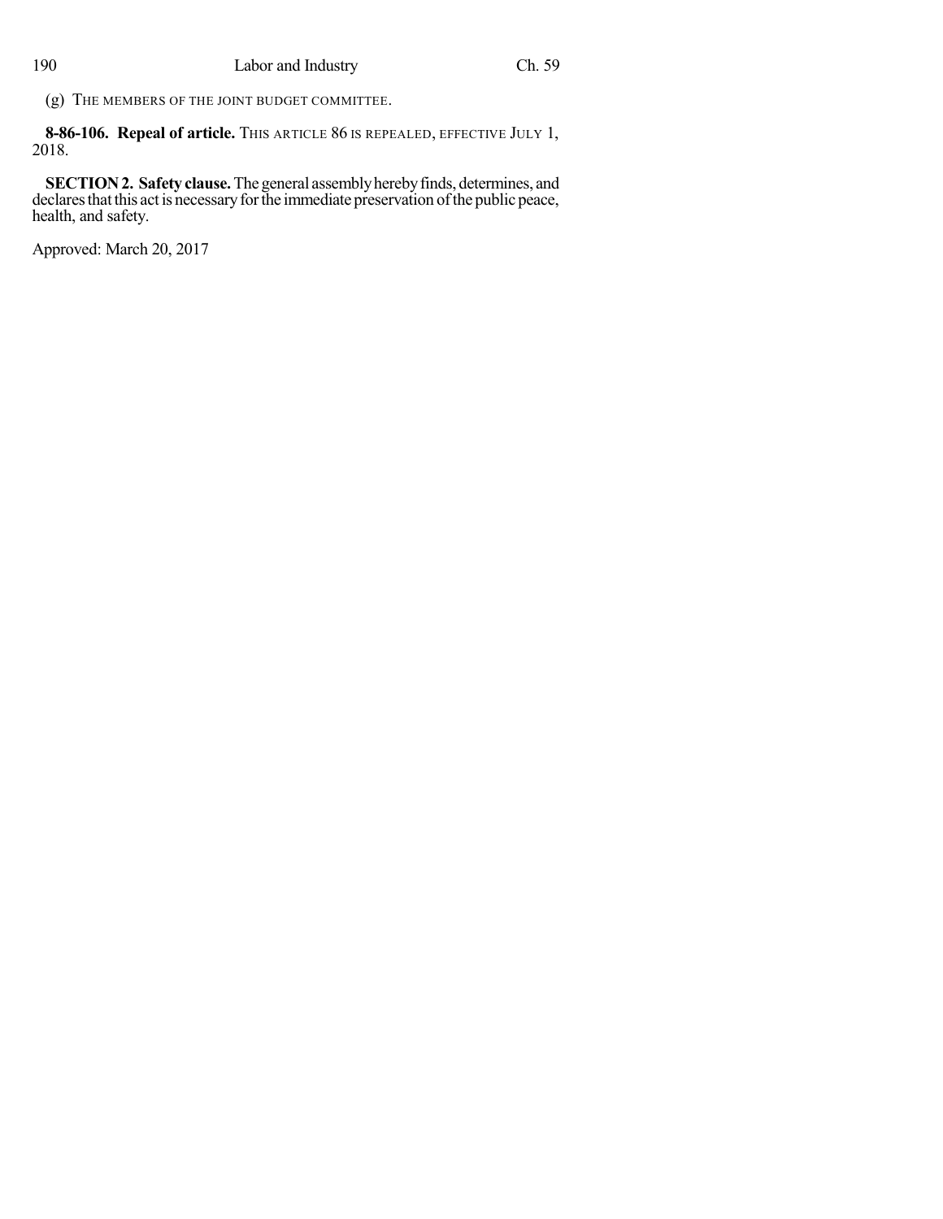(g) THE MEMBERS OF THE JOINT BUDGET COMMITTEE.

**8-86-106. Repeal of article.** THIS ARTICLE 86 IS REPEALED, EFFECTIVE JULY 1, 2018.

**SECTION 2. Safety clause.** The general assembly hereby finds, determines, and declares that this act is necessary for the immediate preservation of the public peace, health, and safety.

Approved: March 20, 2017